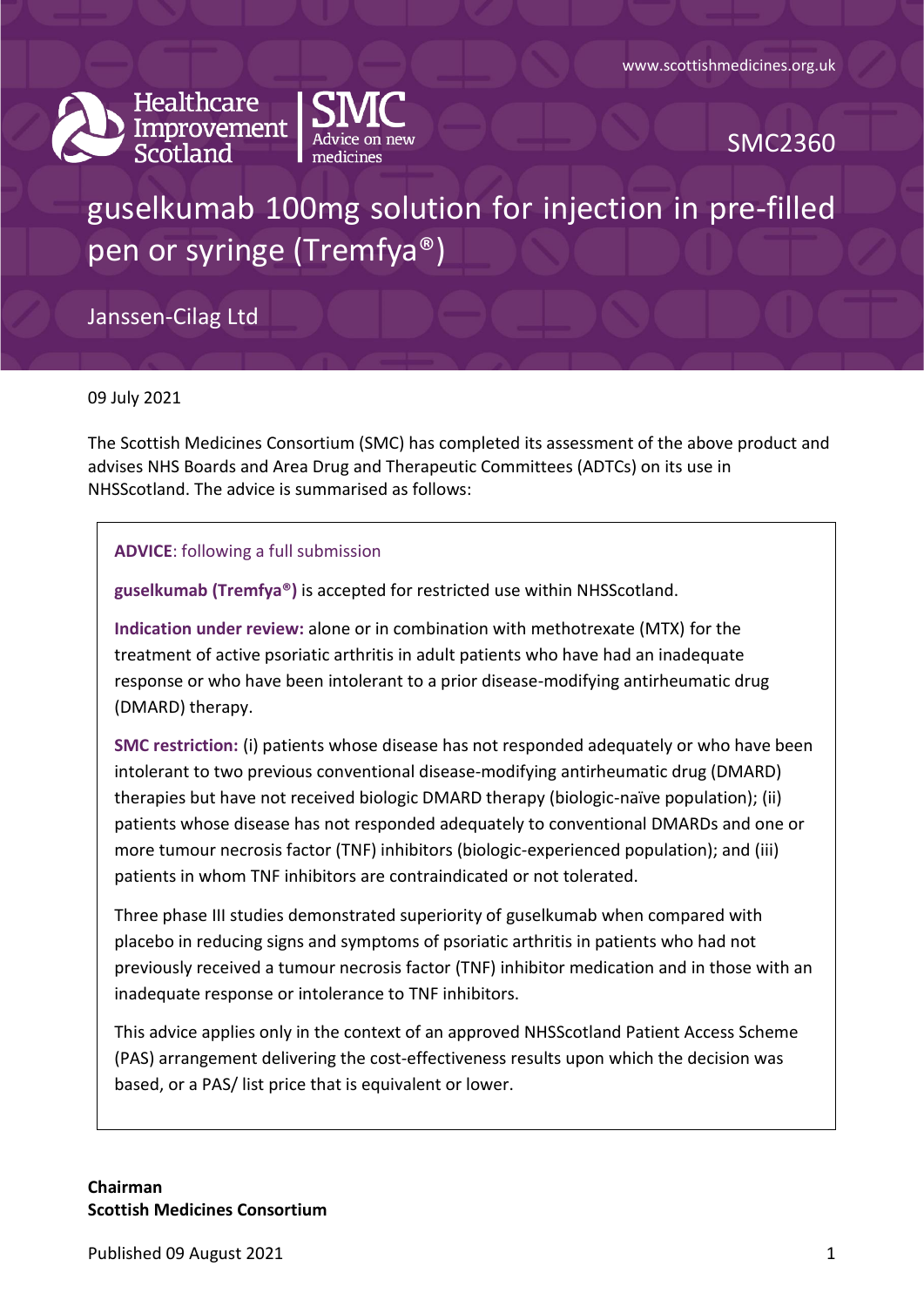www.scottishmedicines.org.uk

Healthcare Improvement Scotland | SMC Advice on new medicines

SMC2360

# guselkumab 100mg solution for injection in pre-filled pen or syringe (Tremfya®)

Janssen-Cilag Ltd

09 July 2021

The Scottish Medicines Consortium (SMC) has completed its assessment of the above product and advises NHS Boards and Area Drug and Therapeutic Committees (ADTCs) on its use in NHSScotland. The advice is summarised as follows:

**ADVICE**: following a full submission

**guselkumab (Tremfya®)** is accepted for restricted use within NHSScotland.

**Indication under review:** alone or in combination with methotrexate (MTX) for the treatment of active psoriatic arthritis in adult patients who have had an inadequate response or who have been intolerant to a prior disease-modifying antirheumatic drug (DMARD) therapy.

**SMC restriction:** (i) patients whose disease has not responded adequately or who have been intolerant to two previous conventional disease-modifying antirheumatic drug (DMARD) therapies but have not received biologic DMARD therapy (biologic-naïve population); (ii) patients whose disease has not responded adequately to conventional DMARDs and one or more tumour necrosis factor (TNF) inhibitors (biologic-experienced population); and (iii) patients in whom TNF inhibitors are contraindicated or not tolerated.

Three phase III studies demonstrated superiority of guselkumab when compared with placebo in reducing signs and symptoms of psoriatic arthritis in patients who had not previously received a tumour necrosis factor (TNF) inhibitor medication and in those with an inadequate response or intolerance to TNF inhibitors.

This advice applies only in the context of an approved NHSScotland Patient Access Scheme (PAS) arrangement delivering the cost-effectiveness results upon which the decision was based, or a PAS/ list price that is equivalent or lower.

**Chairman**
**Scottish Medicines Consortium**

Published 09 August 2021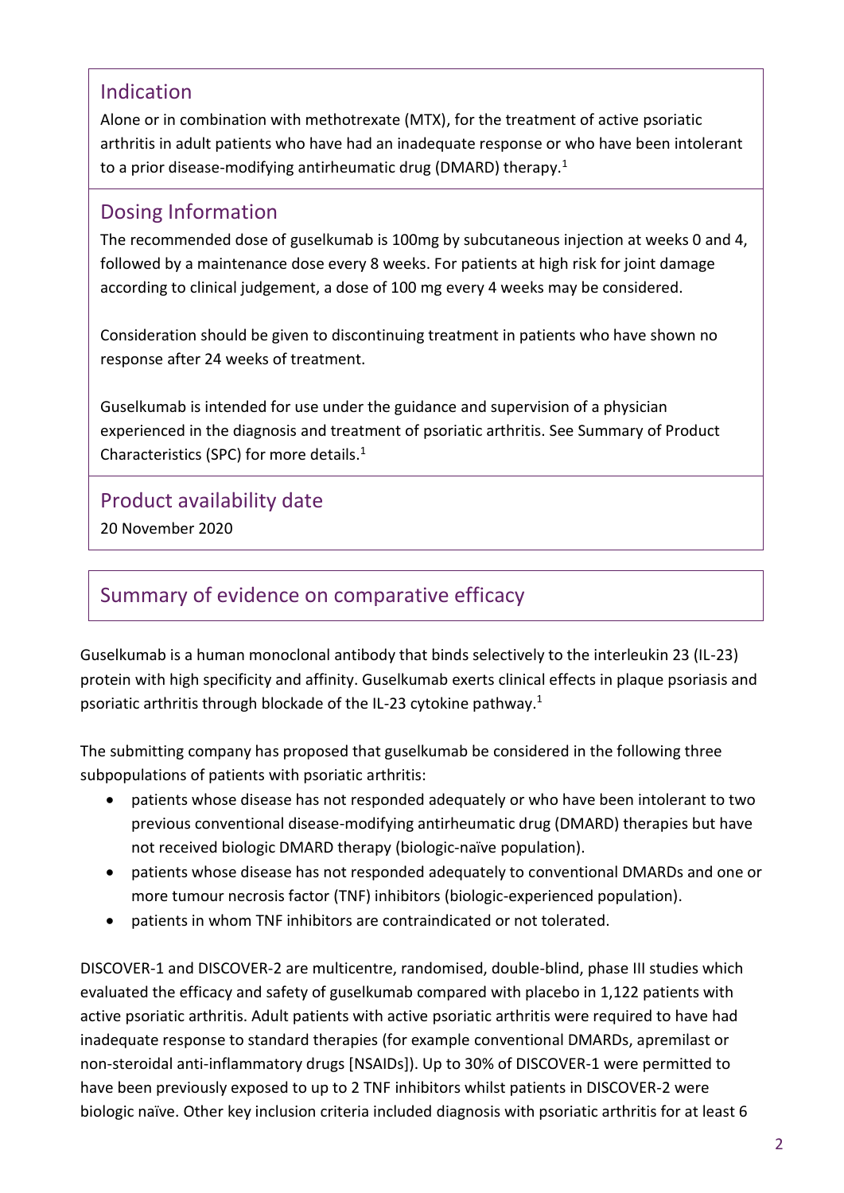## Indication

Alone or in combination with methotrexate (MTX), for the treatment of active psoriatic arthritis in adult patients who have had an inadequate response or who have been intolerant to a prior disease-modifying antirheumatic drug (DMARD) therapy.[1]

## Dosing Information

The recommended dose of guselkumab is 100mg by subcutaneous injection at weeks 0 and 4, followed by a maintenance dose every 8 weeks. For patients at high risk for joint damage according to clinical judgement, a dose of 100 mg every 4 weeks may be considered.

Consideration should be given to discontinuing treatment in patients who have shown no response after 24 weeks of treatment.

Guselkumab is intended for use under the guidance and supervision of a physician experienced in the diagnosis and treatment of psoriatic arthritis. See Summary of Product Characteristics (SPC) for more details.[1]

## Product availability date

20 November 2020

## Summary of evidence on comparative efficacy

Guselkumab is a human monoclonal antibody that binds selectively to the interleukin 23 (IL-23) protein with high specificity and affinity. Guselkumab exerts clinical effects in plaque psoriasis and psoriatic arthritis through blockade of the IL-23 cytokine pathway.[1]

The submitting company has proposed that guselkumab be considered in the following three subpopulations of patients with psoriatic arthritis:

- patients whose disease has not responded adequately or who have been intolerant to two previous conventional disease-modifying antirheumatic drug (DMARD) therapies but have not received biologic DMARD therapy (biologic-naïve population).
- patients whose disease has not responded adequately to conventional DMARDs and one or more tumour necrosis factor (TNF) inhibitors (biologic-experienced population).
- patients in whom TNF inhibitors are contraindicated or not tolerated.

DISCOVER-1 and DISCOVER-2 are multicentre, randomised, double-blind, phase III studies which evaluated the efficacy and safety of guselkumab compared with placebo in 1,122 patients with active psoriatic arthritis. Adult patients with active psoriatic arthritis were required to have had inadequate response to standard therapies (for example conventional DMARDs, apremilast or non-steroidal anti-inflammatory drugs [NSAIDs]). Up to 30% of DISCOVER-1 were permitted to have been previously exposed to up to 2 TNF inhibitors whilst patients in DISCOVER-2 were biologic naïve. Other key inclusion criteria included diagnosis with psoriatic arthritis for at least 6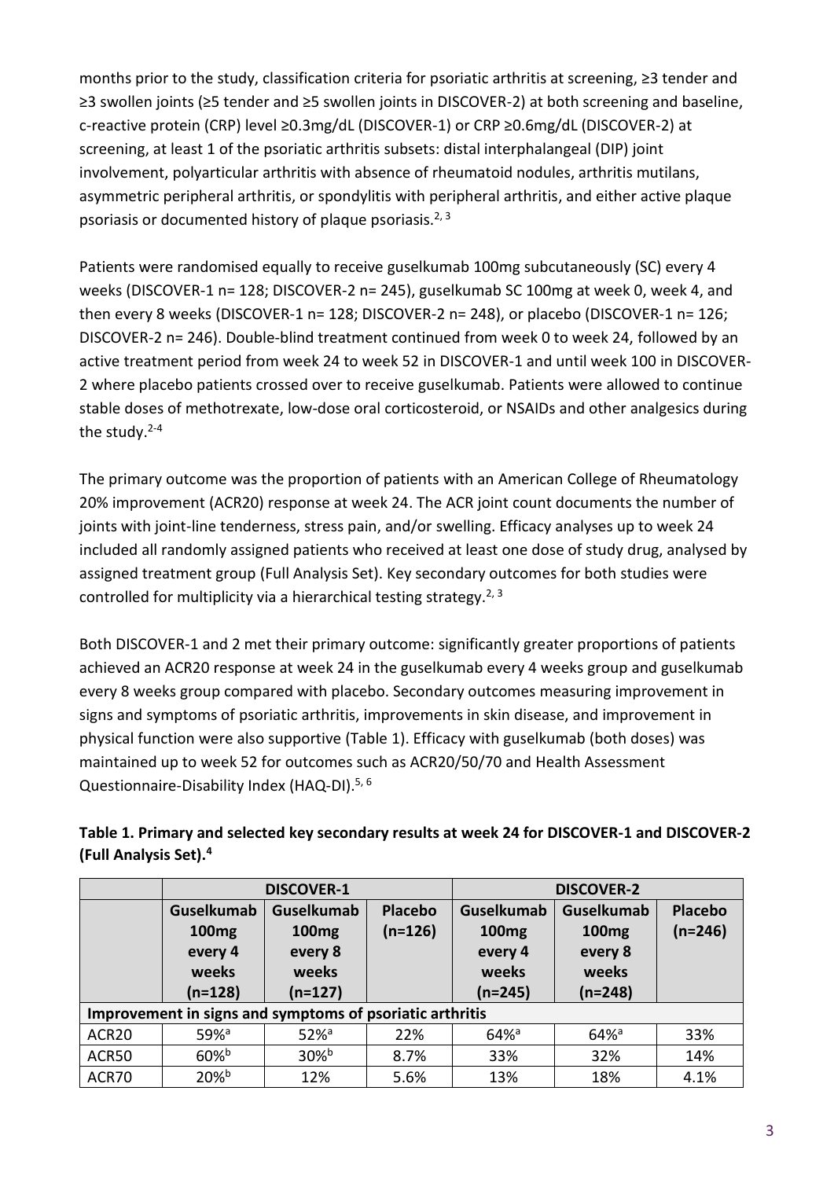months prior to the study, classification criteria for psoriatic arthritis at screening, ≥3 tender and ≥3 swollen joints (≥5 tender and ≥5 swollen joints in DISCOVER-2) at both screening and baseline, c-reactive protein (CRP) level ≥0.3mg/dL (DISCOVER-1) or CRP ≥0.6mg/dL (DISCOVER-2) at screening, at least 1 of the psoriatic arthritis subsets: distal interphalangeal (DIP) joint involvement, polyarticular arthritis with absence of rheumatoid nodules, arthritis mutilans, asymmetric peripheral arthritis, or spondylitis with peripheral arthritis, and either active plaque psoriasis or documented history of plaque psoriasis.[2, 3]

Patients were randomised equally to receive guselkumab 100mg subcutaneously (SC) every 4 weeks (DISCOVER-1 n= 128; DISCOVER-2 n= 245), guselkumab SC 100mg at week 0, week 4, and then every 8 weeks (DISCOVER-1 n= 128; DISCOVER-2 n= 248), or placebo (DISCOVER-1 n= 126; DISCOVER-2 n= 246). Double-blind treatment continued from week 0 to week 24, followed by an active treatment period from week 24 to week 52 in DISCOVER-1 and until week 100 in DISCOVER-2 where placebo patients crossed over to receive guselkumab. Patients were allowed to continue stable doses of methotrexate, low-dose oral corticosteroid, or NSAIDs and other analgesics during the study.[2-4]

The primary outcome was the proportion of patients with an American College of Rheumatology 20% improvement (ACR20) response at week 24. The ACR joint count documents the number of joints with joint-line tenderness, stress pain, and/or swelling. Efficacy analyses up to week 24 included all randomly assigned patients who received at least one dose of study drug, analysed by assigned treatment group (Full Analysis Set). Key secondary outcomes for both studies were controlled for multiplicity via a hierarchical testing strategy.[2, 3]

Both DISCOVER-1 and 2 met their primary outcome: significantly greater proportions of patients achieved an ACR20 response at week 24 in the guselkumab every 4 weeks group and guselkumab every 8 weeks group compared with placebo. Secondary outcomes measuring improvement in signs and symptoms of psoriatic arthritis, improvements in skin disease, and improvement in physical function were also supportive (Table 1). Efficacy with guselkumab (both doses) was maintained up to week 52 for outcomes such as ACR20/50/70 and Health Assessment Questionnaire-Disability Index (HAQ-DI).[5, 6]

**Table 1. Primary and selected key secondary results at week 24 for DISCOVER-1 and DISCOVER-2 (Full Analysis Set).[4]**

| | DISCOVER-1 | | | DISCOVER-2 | | |
|---|---|---|---|---|---|---|
| | Guselkumab 100mg every 4 weeks (n=128) | Guselkumab 100mg every 8 weeks (n=127) | Placebo (n=126) | Guselkumab 100mg every 4 weeks (n=245) | Guselkumab 100mg every 8 weeks (n=248) | Placebo (n=246) |
| Improvement in signs and symptoms of psoriatic arthritis | | | | | | |
| ACR20 | 59%[a] | 52%[a] | 22% | 64%[a] | 64%[a] | 33% |
| ACR50 | 60%[b] | 30%[b] | 8.7% | 33% | 32% | 14% |
| ACR70 | 20%[b] | 12% | 5.6% | 13% | 18% | 4.1% |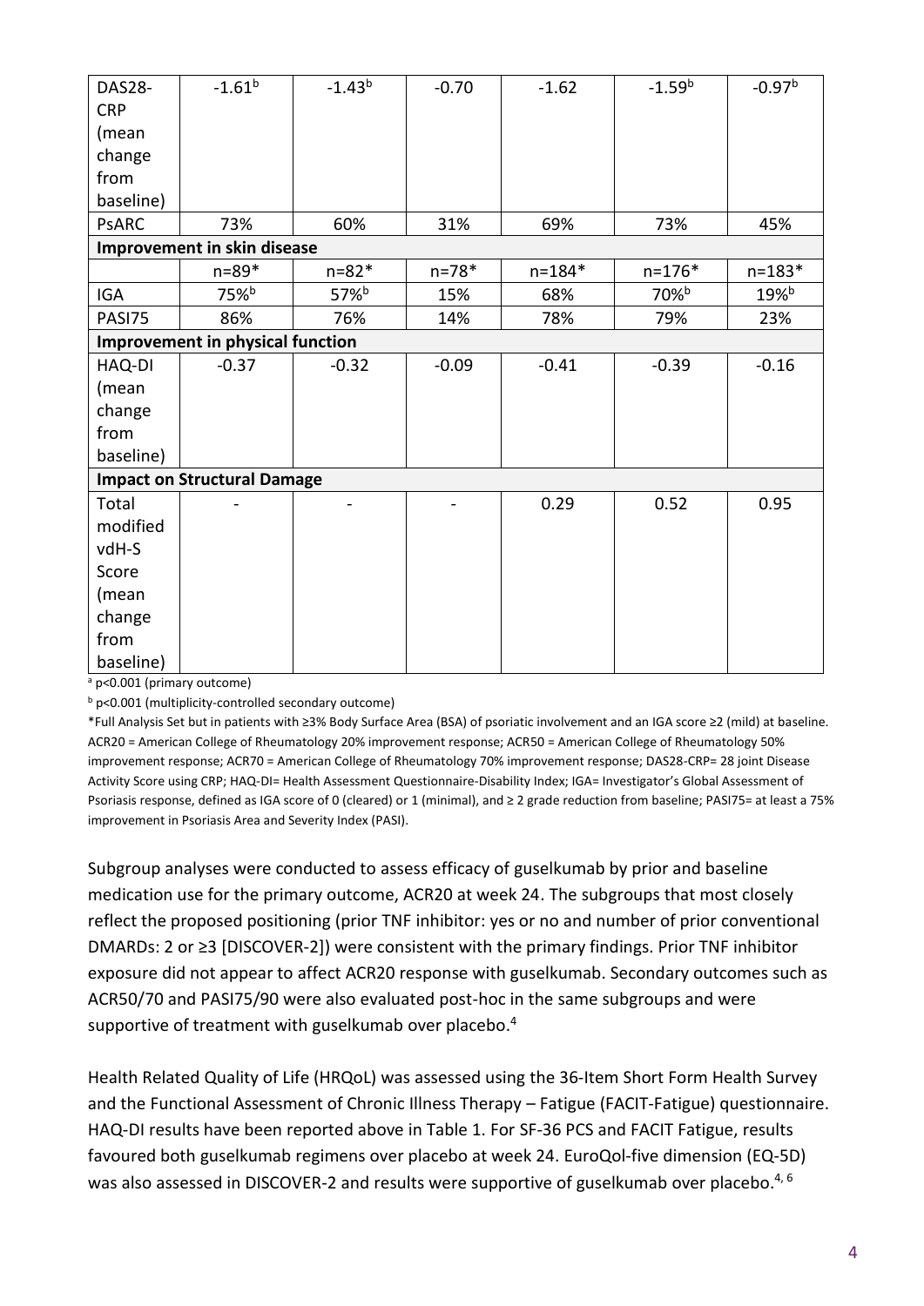| | | | | | | |
|---|---|---|---|---|---|---|
| DAS28-CRP (mean change from baseline) | -1.61[b] | -1.43[b] | -0.70 | -1.62 | -1.59[b] | -0.97[b] |
| PsARC | 73% | 60% | 31% | 69% | 73% | 45% |
| **Improvement in skin disease** | | | | | | |
| | n=89* | n=82* | n=78* | n=184* | n=176* | n=183* |
| IGA | 75%[b] | 57%[b] | 15% | 68% | 70%[b] | 19%[b] |
| PASI75 | 86% | 76% | 14% | 78% | 79% | 23% |
| **Improvement in physical function** | | | | | | |
| HAQ-DI (mean change from baseline) | -0.37 | -0.32 | -0.09 | -0.41 | -0.39 | -0.16 |
| **Impact on Structural Damage** | | | | | | |
| Total modified vdH-S Score (mean change from baseline) | - | - | - | 0.29 | 0.52 | 0.95 |

[a] p<0.001 (primary outcome)

[b] p<0.001 (multiplicity-controlled secondary outcome)

*Full Analysis Set but in patients with ≥3% Body Surface Area (BSA) of psoriatic involvement and an IGA score ≥2 (mild) at baseline. ACR20 = American College of Rheumatology 20% improvement response; ACR50 = American College of Rheumatology 50% improvement response; ACR70 = American College of Rheumatology 70% improvement response; DAS28-CRP= 28 joint Disease Activity Score using CRP; HAQ-DI= Health Assessment Questionnaire-Disability Index; IGA= Investigator's Global Assessment of Psoriasis response, defined as IGA score of 0 (cleared) or 1 (minimal), and ≥ 2 grade reduction from baseline; PASI75= at least a 75% improvement in Psoriasis Area and Severity Index (PASI).

Subgroup analyses were conducted to assess efficacy of guselkumab by prior and baseline medication use for the primary outcome, ACR20 at week 24. The subgroups that most closely reflect the proposed positioning (prior TNF inhibitor: yes or no and number of prior conventional DMARDs: 2 or ≥3 [DISCOVER-2]) were consistent with the primary findings. Prior TNF inhibitor exposure did not appear to affect ACR20 response with guselkumab. Secondary outcomes such as ACR50/70 and PASI75/90 were also evaluated post-hoc in the same subgroups and were supportive of treatment with guselkumab over placebo.[4]

Health Related Quality of Life (HRQoL) was assessed using the 36-Item Short Form Health Survey and the Functional Assessment of Chronic Illness Therapy – Fatigue (FACIT-Fatigue) questionnaire. HAQ-DI results have been reported above in Table 1. For SF-36 PCS and FACIT Fatigue, results favoured both guselkumab regimens over placebo at week 24. EuroQol-five dimension (EQ-5D) was also assessed in DISCOVER-2 and results were supportive of guselkumab over placebo.[4, 6]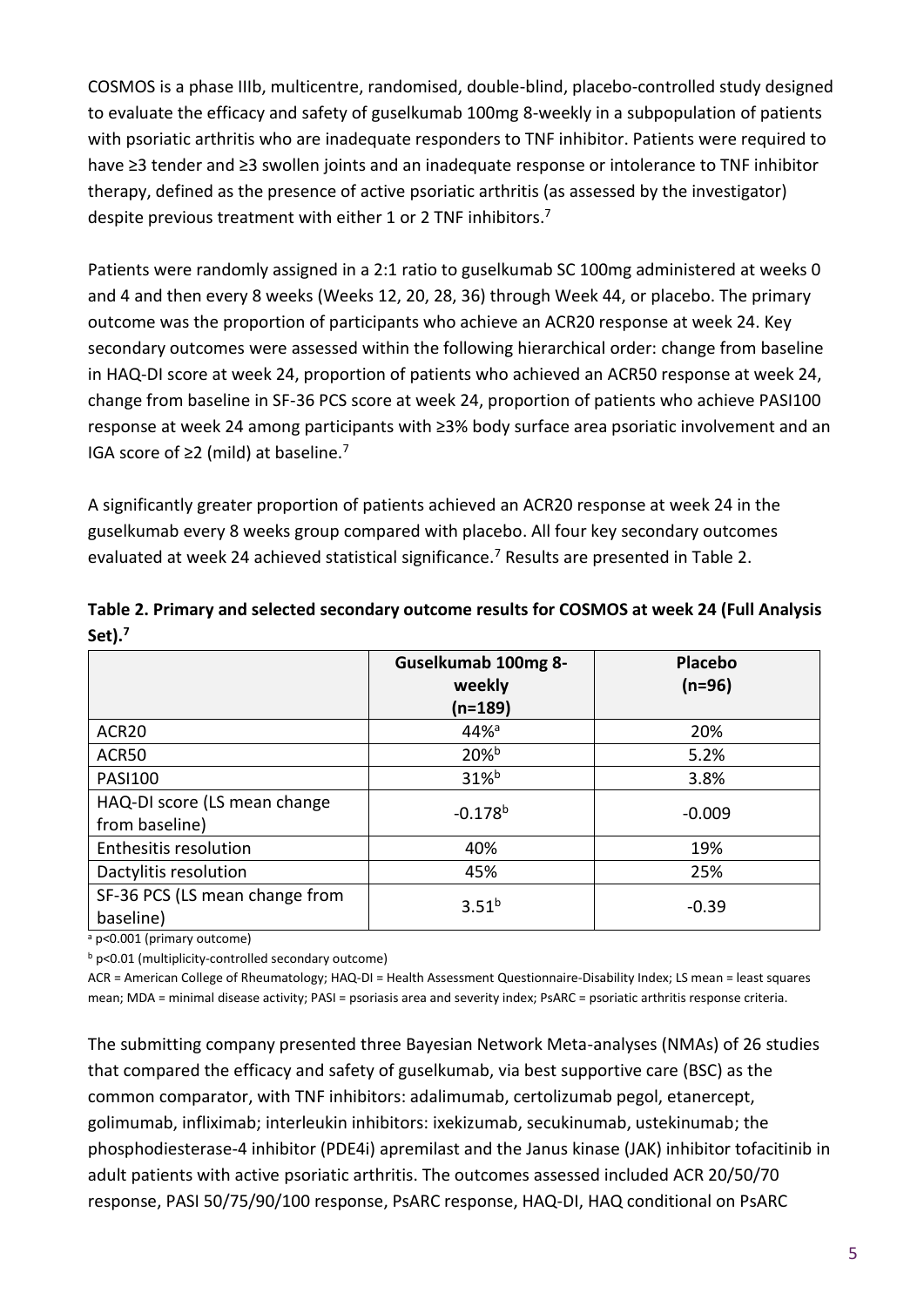COSMOS is a phase IIIb, multicentre, randomised, double-blind, placebo-controlled study designed to evaluate the efficacy and safety of guselkumab 100mg 8-weekly in a subpopulation of patients with psoriatic arthritis who are inadequate responders to TNF inhibitor. Patients were required to have ≥3 tender and ≥3 swollen joints and an inadequate response or intolerance to TNF inhibitor therapy, defined as the presence of active psoriatic arthritis (as assessed by the investigator) despite previous treatment with either 1 or 2 TNF inhibitors.[7]

Patients were randomly assigned in a 2:1 ratio to guselkumab SC 100mg administered at weeks 0 and 4 and then every 8 weeks (Weeks 12, 20, 28, 36) through Week 44, or placebo. The primary outcome was the proportion of participants who achieve an ACR20 response at week 24. Key secondary outcomes were assessed within the following hierarchical order: change from baseline in HAQ-DI score at week 24, proportion of patients who achieved an ACR50 response at week 24, change from baseline in SF-36 PCS score at week 24, proportion of patients who achieve PASI100 response at week 24 among participants with ≥3% body surface area psoriatic involvement and an IGA score of ≥2 (mild) at baseline.[7]

A significantly greater proportion of patients achieved an ACR20 response at week 24 in the guselkumab every 8 weeks group compared with placebo. All four key secondary outcomes evaluated at week 24 achieved statistical significance.[7] Results are presented in Table 2.

**Table 2. Primary and selected secondary outcome results for COSMOS at week 24 (Full Analysis Set).[7]**

| | Guselkumab 100mg 8-weekly (n=189) | Placebo (n=96) |
|---|---|---|
| ACR20 | 44%[a] | 20% |
| ACR50 | 20%[b] | 5.2% |
| PASI100 | 31%[b] | 3.8% |
| HAQ-DI score (LS mean change from baseline) | -0.178[b] | -0.009 |
| Enthesitis resolution | 40% | 19% |
| Dactylitis resolution | 45% | 25% |
| SF-36 PCS (LS mean change from baseline) | 3.51[b] | -0.39 |

[a] p<0.001 (primary outcome)

[b] p<0.01 (multiplicity-controlled secondary outcome)

ACR = American College of Rheumatology; HAQ-DI = Health Assessment Questionnaire-Disability Index; LS mean = least squares mean; MDA = minimal disease activity; PASI = psoriasis area and severity index; PsARC = psoriatic arthritis response criteria.

The submitting company presented three Bayesian Network Meta-analyses (NMAs) of 26 studies that compared the efficacy and safety of guselkumab, via best supportive care (BSC) as the common comparator, with TNF inhibitors: adalimumab, certolizumab pegol, etanercept, golimumab, infliximab; interleukin inhibitors: ixekizumab, secukinumab, ustekinumab; the phosphodiesterase-4 inhibitor (PDE4i) apremilast and the Janus kinase (JAK) inhibitor tofacitinib in adult patients with active psoriatic arthritis. The outcomes assessed included ACR 20/50/70 response, PASI 50/75/90/100 response, PsARC response, HAQ-DI, HAQ conditional on PsARC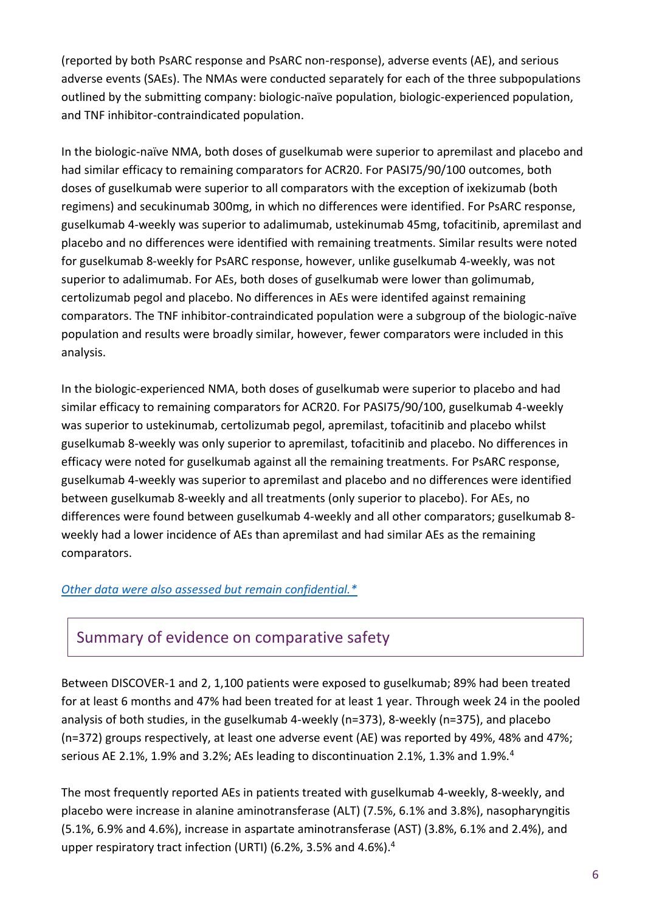(reported by both PsARC response and PsARC non-response), adverse events (AE), and serious adverse events (SAEs). The NMAs were conducted separately for each of the three subpopulations outlined by the submitting company: biologic-naïve population, biologic-experienced population, and TNF inhibitor-contraindicated population.

In the biologic-naïve NMA, both doses of guselkumab were superior to apremilast and placebo and had similar efficacy to remaining comparators for ACR20. For PASI75/90/100 outcomes, both doses of guselkumab were superior to all comparators with the exception of ixekizumab (both regimens) and secukinumab 300mg, in which no differences were identified. For PsARC response, guselkumab 4-weekly was superior to adalimumab, ustekinumab 45mg, tofacitinib, apremilast and placebo and no differences were identified with remaining treatments. Similar results were noted for guselkumab 8-weekly for PsARC response, however, unlike guselkumab 4-weekly, was not superior to adalimumab. For AEs, both doses of guselkumab were lower than golimumab, certolizumab pegol and placebo. No differences in AEs were identifed against remaining comparators. The TNF inhibitor-contraindicated population were a subgroup of the biologic-naïve population and results were broadly similar, however, fewer comparators were included in this analysis.

In the biologic-experienced NMA, both doses of guselkumab were superior to placebo and had similar efficacy to remaining comparators for ACR20. For PASI75/90/100, guselkumab 4-weekly was superior to ustekinumab, certolizumab pegol, apremilast, tofacitinib and placebo whilst guselkumab 8-weekly was only superior to apremilast, tofacitinib and placebo. No differences in efficacy were noted for guselkumab against all the remaining treatments. For PsARC response, guselkumab 4-weekly was superior to apremilast and placebo and no differences were identified between guselkumab 8-weekly and all treatments (only superior to placebo). For AEs, no differences were found between guselkumab 4-weekly and all other comparators; guselkumab 8-weekly had a lower incidence of AEs than apremilast and had similar AEs as the remaining comparators.

*Other data were also assessed but remain confidential.**

## Summary of evidence on comparative safety

Between DISCOVER-1 and 2, 1,100 patients were exposed to guselkumab; 89% had been treated for at least 6 months and 47% had been treated for at least 1 year. Through week 24 in the pooled analysis of both studies, in the guselkumab 4-weekly (n=373), 8-weekly (n=375), and placebo (n=372) groups respectively, at least one adverse event (AE) was reported by 49%, 48% and 47%; serious AE 2.1%, 1.9% and 3.2%; AEs leading to discontinuation 2.1%, 1.3% and 1.9%.[4]

The most frequently reported AEs in patients treated with guselkumab 4-weekly, 8-weekly, and placebo were increase in alanine aminotransferase (ALT) (7.5%, 6.1% and 3.8%), nasopharyngitis (5.1%, 6.9% and 4.6%), increase in aspartate aminotransferase (AST) (3.8%, 6.1% and 2.4%), and upper respiratory tract infection (URTI) (6.2%, 3.5% and 4.6%).[4]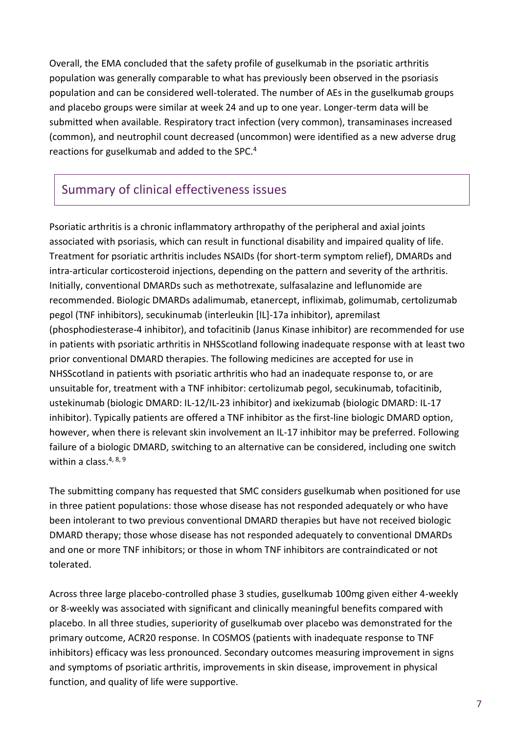Overall, the EMA concluded that the safety profile of guselkumab in the psoriatic arthritis population was generally comparable to what has previously been observed in the psoriasis population and can be considered well-tolerated. The number of AEs in the guselkumab groups and placebo groups were similar at week 24 and up to one year. Longer-term data will be submitted when available. Respiratory tract infection (very common), transaminases increased (common), and neutrophil count decreased (uncommon) were identified as a new adverse drug reactions for guselkumab and added to the SPC.[4]

## Summary of clinical effectiveness issues

Psoriatic arthritis is a chronic inflammatory arthropathy of the peripheral and axial joints associated with psoriasis, which can result in functional disability and impaired quality of life. Treatment for psoriatic arthritis includes NSAIDs (for short-term symptom relief), DMARDs and intra-articular corticosteroid injections, depending on the pattern and severity of the arthritis. Initially, conventional DMARDs such as methotrexate, sulfasalazine and leflunomide are recommended. Biologic DMARDs adalimumab, etanercept, infliximab, golimumab, certolizumab pegol (TNF inhibitors), secukinumab (interleukin [IL]-17a inhibitor), apremilast (phosphodiesterase-4 inhibitor), and tofacitinib (Janus Kinase inhibitor) are recommended for use in patients with psoriatic arthritis in NHSScotland following inadequate response with at least two prior conventional DMARD therapies. The following medicines are accepted for use in NHSScotland in patients with psoriatic arthritis who had an inadequate response to, or are unsuitable for, treatment with a TNF inhibitor: certolizumab pegol, secukinumab, tofacitinib, ustekinumab (biologic DMARD: IL-12/IL-23 inhibitor) and ixekizumab (biologic DMARD: IL-17 inhibitor). Typically patients are offered a TNF inhibitor as the first-line biologic DMARD option, however, when there is relevant skin involvement an IL-17 inhibitor may be preferred. Following failure of a biologic DMARD, switching to an alternative can be considered, including one switch within a class.[4, 8, 9]

The submitting company has requested that SMC considers guselkumab when positioned for use in three patient populations: those whose disease has not responded adequately or who have been intolerant to two previous conventional DMARD therapies but have not received biologic DMARD therapy; those whose disease has not responded adequately to conventional DMARDs and one or more TNF inhibitors; or those in whom TNF inhibitors are contraindicated or not tolerated.

Across three large placebo-controlled phase 3 studies, guselkumab 100mg given either 4-weekly or 8-weekly was associated with significant and clinically meaningful benefits compared with placebo. In all three studies, superiority of guselkumab over placebo was demonstrated for the primary outcome, ACR20 response. In COSMOS (patients with inadequate response to TNF inhibitors) efficacy was less pronounced. Secondary outcomes measuring improvement in signs and symptoms of psoriatic arthritis, improvements in skin disease, improvement in physical function, and quality of life were supportive.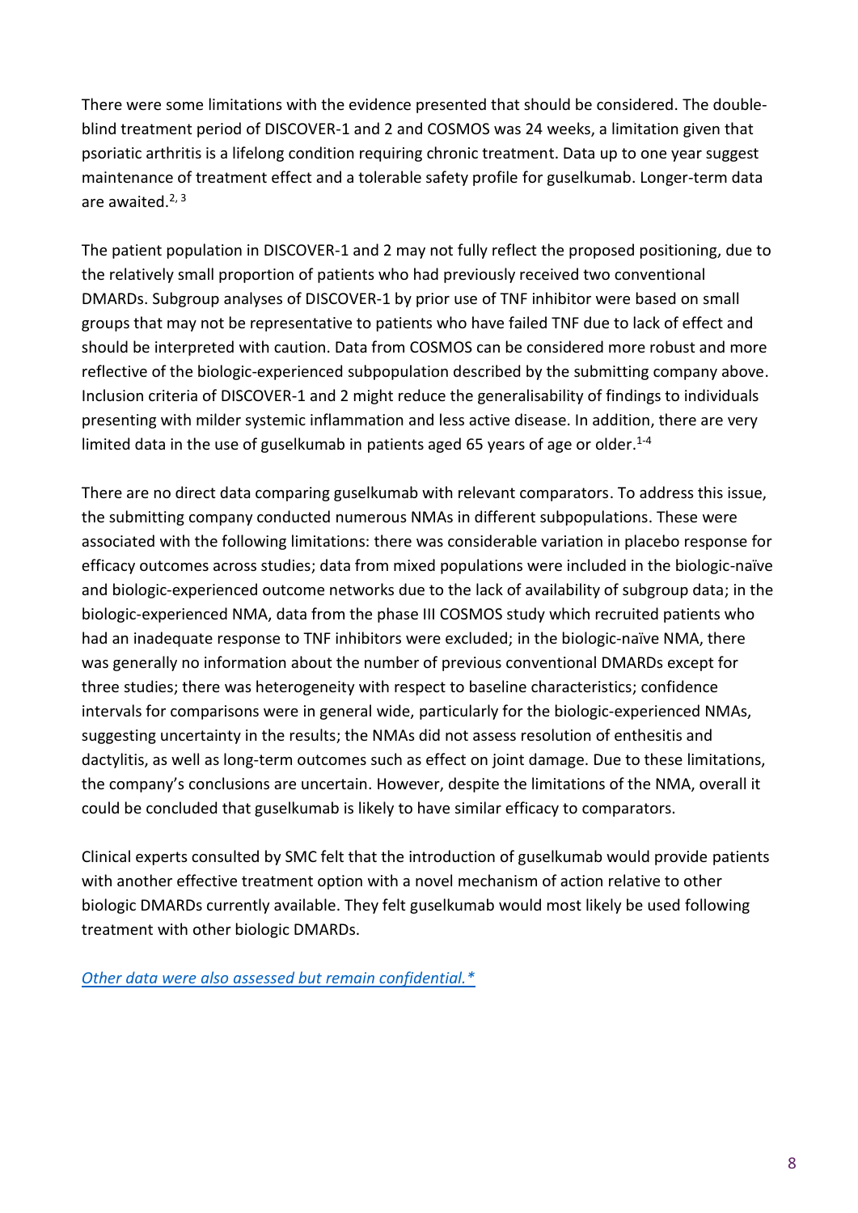There were some limitations with the evidence presented that should be considered. The double-blind treatment period of DISCOVER-1 and 2 and COSMOS was 24 weeks, a limitation given that psoriatic arthritis is a lifelong condition requiring chronic treatment. Data up to one year suggest maintenance of treatment effect and a tolerable safety profile for guselkumab. Longer-term data are awaited.[2, 3]

The patient population in DISCOVER-1 and 2 may not fully reflect the proposed positioning, due to the relatively small proportion of patients who had previously received two conventional DMARDs. Subgroup analyses of DISCOVER-1 by prior use of TNF inhibitor were based on small groups that may not be representative to patients who have failed TNF due to lack of effect and should be interpreted with caution. Data from COSMOS can be considered more robust and more reflective of the biologic-experienced subpopulation described by the submitting company above. Inclusion criteria of DISCOVER-1 and 2 might reduce the generalisability of findings to individuals presenting with milder systemic inflammation and less active disease. In addition, there are very limited data in the use of guselkumab in patients aged 65 years of age or older.[1-4]

There are no direct data comparing guselkumab with relevant comparators. To address this issue, the submitting company conducted numerous NMAs in different subpopulations. These were associated with the following limitations: there was considerable variation in placebo response for efficacy outcomes across studies; data from mixed populations were included in the biologic-naïve and biologic-experienced outcome networks due to the lack of availability of subgroup data; in the biologic-experienced NMA, data from the phase III COSMOS study which recruited patients who had an inadequate response to TNF inhibitors were excluded; in the biologic-naïve NMA, there was generally no information about the number of previous conventional DMARDs except for three studies; there was heterogeneity with respect to baseline characteristics; confidence intervals for comparisons were in general wide, particularly for the biologic-experienced NMAs, suggesting uncertainty in the results; the NMAs did not assess resolution of enthesitis and dactylitis, as well as long-term outcomes such as effect on joint damage. Due to these limitations, the company's conclusions are uncertain. However, despite the limitations of the NMA, overall it could be concluded that guselkumab is likely to have similar efficacy to comparators.

Clinical experts consulted by SMC felt that the introduction of guselkumab would provide patients with another effective treatment option with a novel mechanism of action relative to other biologic DMARDs currently available. They felt guselkumab would most likely be used following treatment with other biologic DMARDs.

*Other data were also assessed but remain confidential.**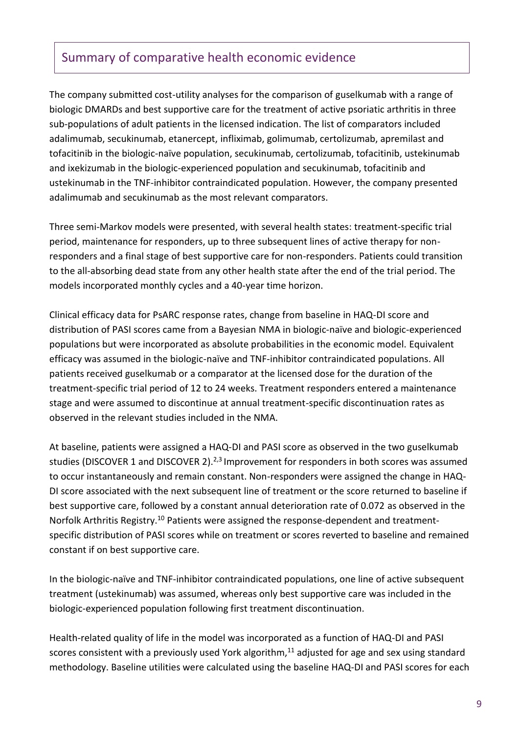## Summary of comparative health economic evidence

The company submitted cost-utility analyses for the comparison of guselkumab with a range of biologic DMARDs and best supportive care for the treatment of active psoriatic arthritis in three sub-populations of adult patients in the licensed indication. The list of comparators included adalimumab, secukinumab, etanercept, infliximab, golimumab, certolizumab, apremilast and tofacitinib in the biologic-naïve population, secukinumab, certolizumab, tofacitinib, ustekinumab and ixekizumab in the biologic-experienced population and secukinumab, tofacitinib and ustekinumab in the TNF-inhibitor contraindicated population. However, the company presented adalimumab and secukinumab as the most relevant comparators.

Three semi-Markov models were presented, with several health states: treatment-specific trial period, maintenance for responders, up to three subsequent lines of active therapy for non-responders and a final stage of best supportive care for non-responders. Patients could transition to the all-absorbing dead state from any other health state after the end of the trial period. The models incorporated monthly cycles and a 40-year time horizon.

Clinical efficacy data for PsARC response rates, change from baseline in HAQ-DI score and distribution of PASI scores came from a Bayesian NMA in biologic-naïve and biologic-experienced populations but were incorporated as absolute probabilities in the economic model. Equivalent efficacy was assumed in the biologic-naïve and TNF-inhibitor contraindicated populations. All patients received guselkumab or a comparator at the licensed dose for the duration of the treatment-specific trial period of 12 to 24 weeks. Treatment responders entered a maintenance stage and were assumed to discontinue at annual treatment-specific discontinuation rates as observed in the relevant studies included in the NMA.

At baseline, patients were assigned a HAQ-DI and PASI score as observed in the two guselkumab studies (DISCOVER 1 and DISCOVER 2).[2,3] Improvement for responders in both scores was assumed to occur instantaneously and remain constant. Non-responders were assigned the change in HAQ-DI score associated with the next subsequent line of treatment or the score returned to baseline if best supportive care, followed by a constant annual deterioration rate of 0.072 as observed in the Norfolk Arthritis Registry.[10] Patients were assigned the response-dependent and treatment-specific distribution of PASI scores while on treatment or scores reverted to baseline and remained constant if on best supportive care.

In the biologic-naïve and TNF-inhibitor contraindicated populations, one line of active subsequent treatment (ustekinumab) was assumed, whereas only best supportive care was included in the biologic-experienced population following first treatment discontinuation.

Health-related quality of life in the model was incorporated as a function of HAQ-DI and PASI scores consistent with a previously used York algorithm,[11] adjusted for age and sex using standard methodology. Baseline utilities were calculated using the baseline HAQ-DI and PASI scores for each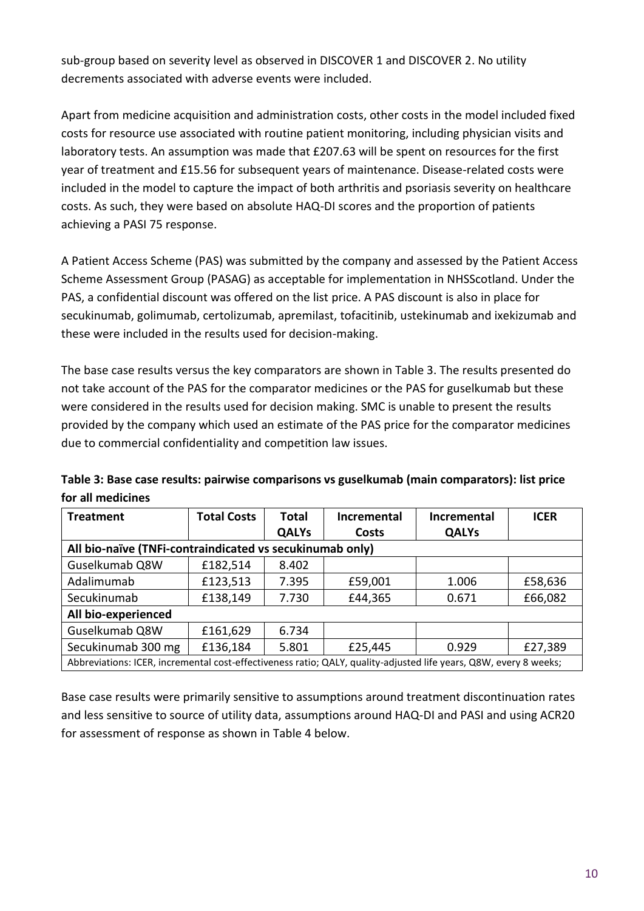sub-group based on severity level as observed in DISCOVER 1 and DISCOVER 2. No utility decrements associated with adverse events were included.

Apart from medicine acquisition and administration costs, other costs in the model included fixed costs for resource use associated with routine patient monitoring, including physician visits and laboratory tests. An assumption was made that £207.63 will be spent on resources for the first year of treatment and £15.56 for subsequent years of maintenance. Disease-related costs were included in the model to capture the impact of both arthritis and psoriasis severity on healthcare costs. As such, they were based on absolute HAQ-DI scores and the proportion of patients achieving a PASI 75 response.

A Patient Access Scheme (PAS) was submitted by the company and assessed by the Patient Access Scheme Assessment Group (PASAG) as acceptable for implementation in NHSScotland. Under the PAS, a confidential discount was offered on the list price. A PAS discount is also in place for secukinumab, golimumab, certolizumab, apremilast, tofacitinib, ustekinumab and ixekizumab and these were included in the results used for decision-making.

The base case results versus the key comparators are shown in Table 3. The results presented do not take account of the PAS for the comparator medicines or the PAS for guselkumab but these were considered in the results used for decision making. SMC is unable to present the results provided by the company which used an estimate of the PAS price for the comparator medicines due to commercial confidentiality and competition law issues.

**Table 3: Base case results: pairwise comparisons vs guselkumab (main comparators): list price for all medicines**

| Treatment | Total Costs | Total QALYs | Incremental Costs | Incremental QALYs | ICER |
|---|---|---|---|---|---|
| **All bio-naïve (TNFi-contraindicated vs secukinumab only)** | | | | | |
| Guselkumab Q8W | £182,514 | 8.402 | | | |
| Adalimumab | £123,513 | 7.395 | £59,001 | 1.006 | £58,636 |
| Secukinumab | £138,149 | 7.730 | £44,365 | 0.671 | £66,082 |
| **All bio-experienced** | | | | | |
| Guselkumab Q8W | £161,629 | 6.734 | | | |
| Secukinumab 300 mg | £136,184 | 5.801 | £25,445 | 0.929 | £27,389 |
| Abbreviations: ICER, incremental cost-effectiveness ratio; QALY, quality-adjusted life years, Q8W, every 8 weeks; | | | | | |

Base case results were primarily sensitive to assumptions around treatment discontinuation rates and less sensitive to source of utility data, assumptions around HAQ-DI and PASI and using ACR20 for assessment of response as shown in Table 4 below.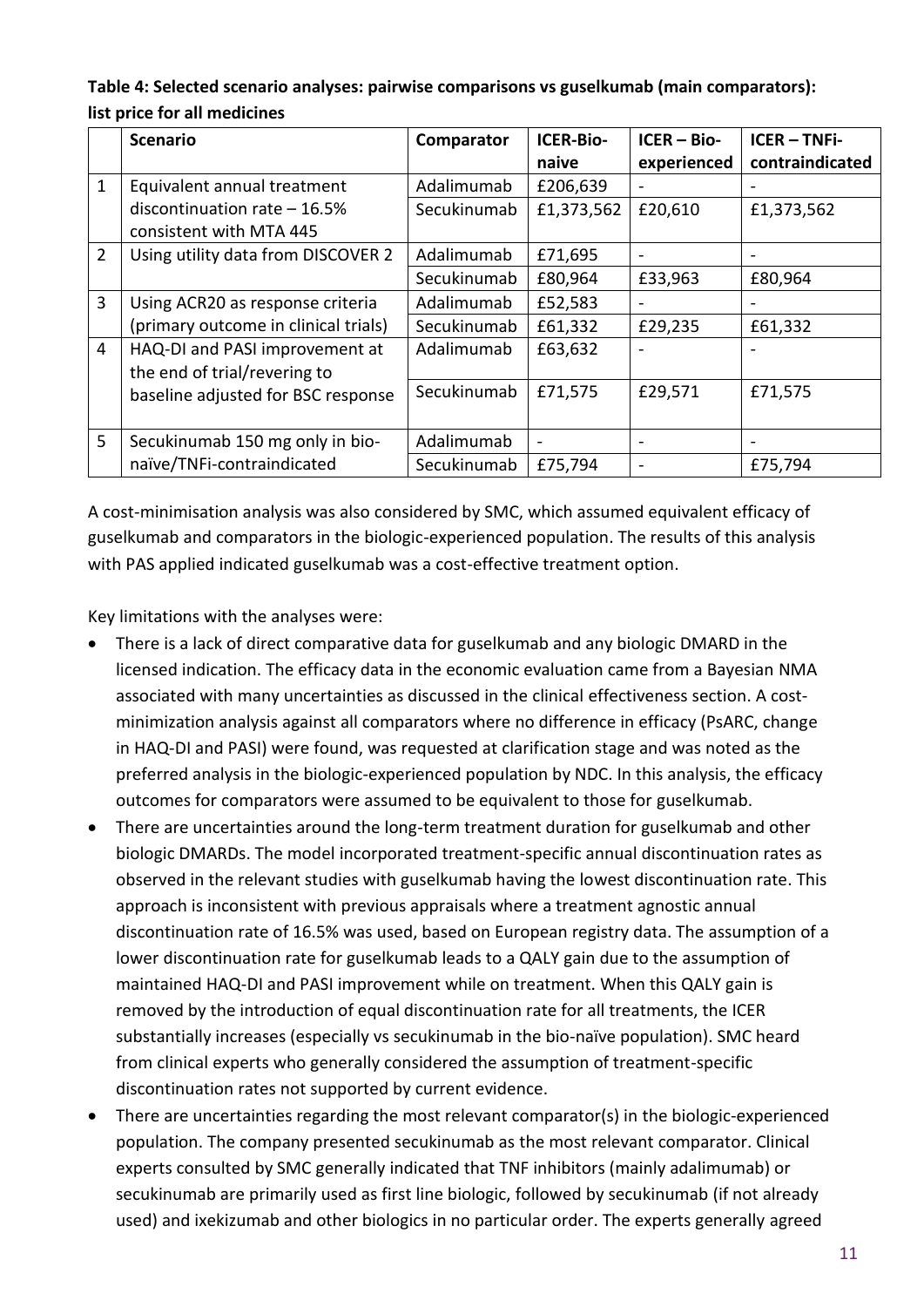**Table 4: Selected scenario analyses: pairwise comparisons vs guselkumab (main comparators): list price for all medicines**

| | Scenario | Comparator | ICER-Bio-naive | ICER – Bio-experienced | ICER – TNFi-contraindicated |
|---|---|---|---|---|---|
| 1 | Equivalent annual treatment discontinuation rate – 16.5% consistent with MTA 445 | Adalimumab | £206,639 | - | - |
| | | Secukinumab | £1,373,562 | £20,610 | £1,373,562 |
| 2 | Using utility data from DISCOVER 2 | Adalimumab | £71,695 | - | - |
| | | Secukinumab | £80,964 | £33,963 | £80,964 |
| 3 | Using ACR20 as response criteria (primary outcome in clinical trials) | Adalimumab | £52,583 | - | - |
| | | Secukinumab | £61,332 | £29,235 | £61,332 |
| 4 | HAQ-DI and PASI improvement at the end of trial/revering to baseline adjusted for BSC response | Adalimumab | £63,632 | - | - |
| | | Secukinumab | £71,575 | £29,571 | £71,575 |
| 5 | Secukinumab 150 mg only in bio-naïve/TNFi-contraindicated | Adalimumab | - | - | - |
| | | Secukinumab | £75,794 | - | £75,794 |

A cost-minimisation analysis was also considered by SMC, which assumed equivalent efficacy of guselkumab and comparators in the biologic-experienced population. The results of this analysis with PAS applied indicated guselkumab was a cost-effective treatment option.

Key limitations with the analyses were:

- There is a lack of direct comparative data for guselkumab and any biologic DMARD in the licensed indication. The efficacy data in the economic evaluation came from a Bayesian NMA associated with many uncertainties as discussed in the clinical effectiveness section. A cost-minimization analysis against all comparators where no difference in efficacy (PsARC, change in HAQ-DI and PASI) were found, was requested at clarification stage and was noted as the preferred analysis in the biologic-experienced population by NDC. In this analysis, the efficacy outcomes for comparators were assumed to be equivalent to those for guselkumab.
- There are uncertainties around the long-term treatment duration for guselkumab and other biologic DMARDs. The model incorporated treatment-specific annual discontinuation rates as observed in the relevant studies with guselkumab having the lowest discontinuation rate. This approach is inconsistent with previous appraisals where a treatment agnostic annual discontinuation rate of 16.5% was used, based on European registry data. The assumption of a lower discontinuation rate for guselkumab leads to a QALY gain due to the assumption of maintained HAQ-DI and PASI improvement while on treatment. When this QALY gain is removed by the introduction of equal discontinuation rate for all treatments, the ICER substantially increases (especially vs secukinumab in the bio-naïve population). SMC heard from clinical experts who generally considered the assumption of treatment-specific discontinuation rates not supported by current evidence.
- There are uncertainties regarding the most relevant comparator(s) in the biologic-experienced population. The company presented secukinumab as the most relevant comparator. Clinical experts consulted by SMC generally indicated that TNF inhibitors (mainly adalimumab) or secukinumab are primarily used as first line biologic, followed by secukinumab (if not already used) and ixekizumab and other biologics in no particular order. The experts generally agreed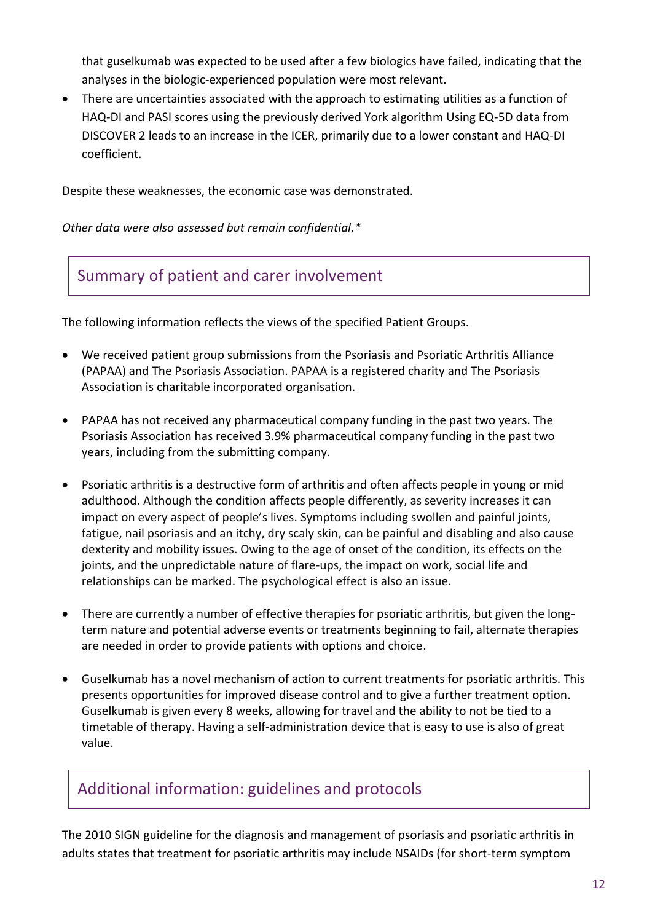that guselkumab was expected to be used after a few biologics have failed, indicating that the analyses in the biologic-experienced population were most relevant.

- There are uncertainties associated with the approach to estimating utilities as a function of HAQ-DI and PASI scores using the previously derived York algorithm Using EQ-5D data from DISCOVER 2 leads to an increase in the ICER, primarily due to a lower constant and HAQ-DI coefficient.

Despite these weaknesses, the economic case was demonstrated.

*Other data were also assessed but remain confidential.**

## Summary of patient and carer involvement

The following information reflects the views of the specified Patient Groups.

- We received patient group submissions from the Psoriasis and Psoriatic Arthritis Alliance (PAPAA) and The Psoriasis Association. PAPAA is a registered charity and The Psoriasis Association is charitable incorporated organisation.

- PAPAA has not received any pharmaceutical company funding in the past two years. The Psoriasis Association has received 3.9% pharmaceutical company funding in the past two years, including from the submitting company.

- Psoriatic arthritis is a destructive form of arthritis and often affects people in young or mid adulthood. Although the condition affects people differently, as severity increases it can impact on every aspect of people's lives. Symptoms including swollen and painful joints, fatigue, nail psoriasis and an itchy, dry scaly skin, can be painful and disabling and also cause dexterity and mobility issues. Owing to the age of onset of the condition, its effects on the joints, and the unpredictable nature of flare-ups, the impact on work, social life and relationships can be marked. The psychological effect is also an issue.

- There are currently a number of effective therapies for psoriatic arthritis, but given the long-term nature and potential adverse events or treatments beginning to fail, alternate therapies are needed in order to provide patients with options and choice.

- Guselkumab has a novel mechanism of action to current treatments for psoriatic arthritis. This presents opportunities for improved disease control and to give a further treatment option. Guselkumab is given every 8 weeks, allowing for travel and the ability to not be tied to a timetable of therapy. Having a self-administration device that is easy to use is also of great value.

## Additional information: guidelines and protocols

The 2010 SIGN guideline for the diagnosis and management of psoriasis and psoriatic arthritis in adults states that treatment for psoriatic arthritis may include NSAIDs (for short-term symptom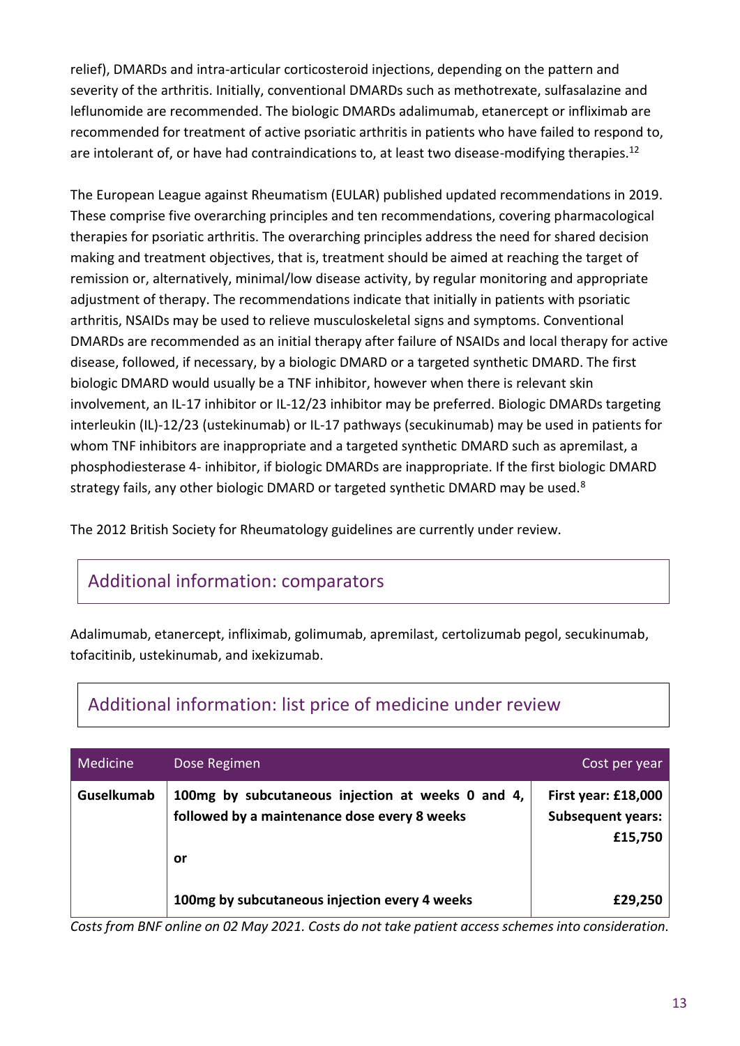relief), DMARDs and intra-articular corticosteroid injections, depending on the pattern and severity of the arthritis. Initially, conventional DMARDs such as methotrexate, sulfasalazine and leflunomide are recommended. The biologic DMARDs adalimumab, etanercept or infliximab are recommended for treatment of active psoriatic arthritis in patients who have failed to respond to, are intolerant of, or have had contraindications to, at least two disease-modifying therapies.[12]

The European League against Rheumatism (EULAR) published updated recommendations in 2019. These comprise five overarching principles and ten recommendations, covering pharmacological therapies for psoriatic arthritis. The overarching principles address the need for shared decision making and treatment objectives, that is, treatment should be aimed at reaching the target of remission or, alternatively, minimal/low disease activity, by regular monitoring and appropriate adjustment of therapy. The recommendations indicate that initially in patients with psoriatic arthritis, NSAIDs may be used to relieve musculoskeletal signs and symptoms. Conventional DMARDs are recommended as an initial therapy after failure of NSAIDs and local therapy for active disease, followed, if necessary, by a biologic DMARD or a targeted synthetic DMARD. The first biologic DMARD would usually be a TNF inhibitor, however when there is relevant skin involvement, an IL-17 inhibitor or IL-12/23 inhibitor may be preferred. Biologic DMARDs targeting interleukin (IL)-12/23 (ustekinumab) or IL-17 pathways (secukinumab) may be used in patients for whom TNF inhibitors are inappropriate and a targeted synthetic DMARD such as apremilast, a phosphodiesterase 4- inhibitor, if biologic DMARDs are inappropriate. If the first biologic DMARD strategy fails, any other biologic DMARD or targeted synthetic DMARD may be used.[8]

The 2012 British Society for Rheumatology guidelines are currently under review.

## Additional information: comparators

Adalimumab, etanercept, infliximab, golimumab, apremilast, certolizumab pegol, secukinumab, tofacitinib, ustekinumab, and ixekizumab.

## Additional information: list price of medicine under review

| Medicine | Dose Regimen | Cost per year |
|---|---|---|
| **Guselkumab** | **100mg by subcutaneous injection at weeks 0 and 4, followed by a maintenance dose every 8 weeks** | **First year: £18,000 Subsequent years: £15,750** |
| | **or** | |
| | **100mg by subcutaneous injection every 4 weeks** | **£29,250** |

*Costs from BNF online on 02 May 2021. Costs do not take patient access schemes into consideration.*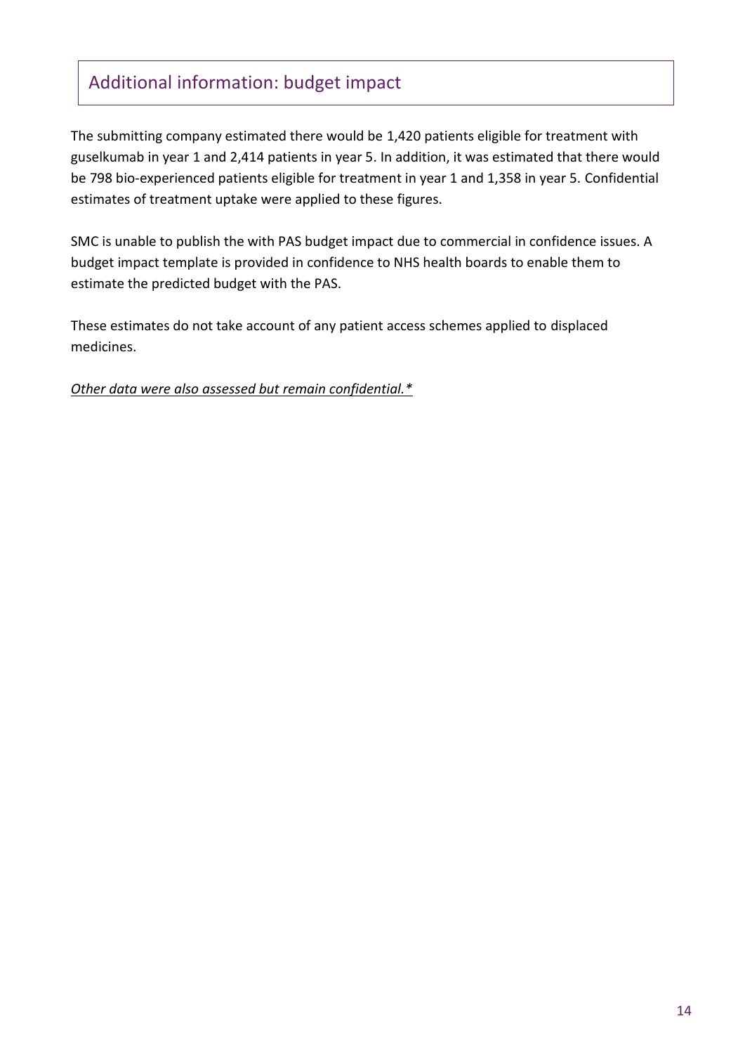## Additional information: budget impact

The submitting company estimated there would be 1,420 patients eligible for treatment with guselkumab in year 1 and 2,414 patients in year 5. In addition, it was estimated that there would be 798 bio-experienced patients eligible for treatment in year 1 and 1,358 in year 5. Confidential estimates of treatment uptake were applied to these figures.

SMC is unable to publish the with PAS budget impact due to commercial in confidence issues. A budget impact template is provided in confidence to NHS health boards to enable them to estimate the predicted budget with the PAS.

These estimates do not take account of any patient access schemes applied to displaced medicines.

*Other data were also assessed but remain confidential.**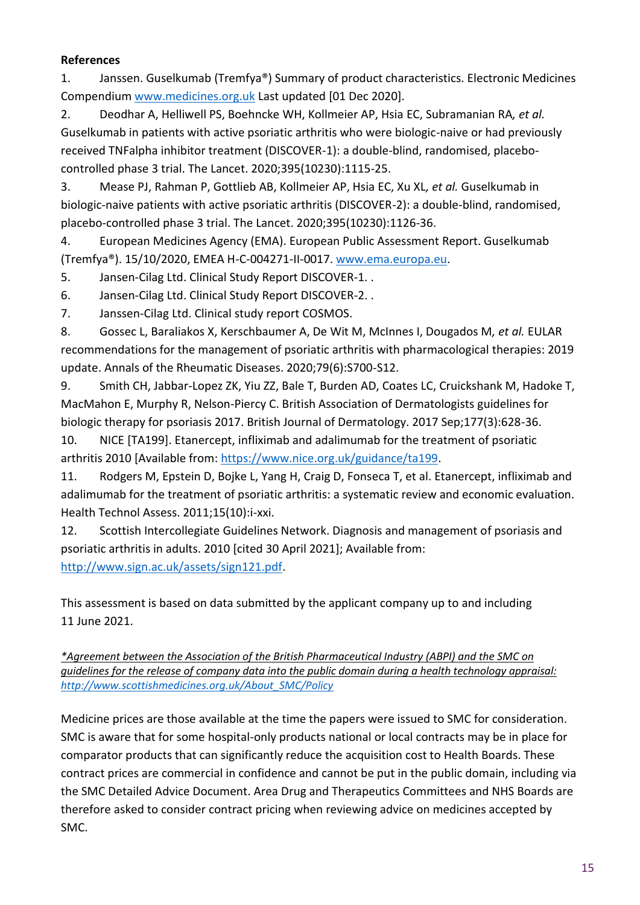**References**

1. Janssen. Guselkumab (Tremfya®) Summary of product characteristics. Electronic Medicines Compendium www.medicines.org.uk Last updated [01 Dec 2020].
2. Deodhar A, Helliwell PS, Boehncke WH, Kollmeier AP, Hsia EC, Subramanian RA*, et al.* Guselkumab in patients with active psoriatic arthritis who were biologic-naive or had previously received TNFalpha inhibitor treatment (DISCOVER-1): a double-blind, randomised, placebo-controlled phase 3 trial. The Lancet. 2020;395(10230):1115-25.
3. Mease PJ, Rahman P, Gottlieb AB, Kollmeier AP, Hsia EC, Xu XL*, et al.* Guselkumab in biologic-naive patients with active psoriatic arthritis (DISCOVER-2): a double-blind, randomised, placebo-controlled phase 3 trial. The Lancet. 2020;395(10230):1126-36.
4. European Medicines Agency (EMA). European Public Assessment Report. Guselkumab (Tremfya®). 15/10/2020, EMEA H-C-004271-II-0017. www.ema.europa.eu.
5. Jansen-Cilag Ltd. Clinical Study Report DISCOVER-1. .
6. Jansen-Cilag Ltd. Clinical Study Report DISCOVER-2. .
7. Janssen-Cilag Ltd. Clinical study report COSMOS.
8. Gossec L, Baraliakos X, Kerschbaumer A, De Wit M, McInnes I, Dougados M*, et al.* EULAR recommendations for the management of psoriatic arthritis with pharmacological therapies: 2019 update. Annals of the Rheumatic Diseases. 2020;79(6):S700-S12.
9. Smith CH, Jabbar-Lopez ZK, Yiu ZZ, Bale T, Burden AD, Coates LC, Cruickshank M, Hadoke T, MacMahon E, Murphy R, Nelson-Piercy C. British Association of Dermatologists guidelines for biologic therapy for psoriasis 2017. British Journal of Dermatology. 2017 Sep;177(3):628-36.
10. NICE [TA199]. Etanercept, infliximab and adalimumab for the treatment of psoriatic arthritis 2010 [Available from: https://www.nice.org.uk/guidance/ta199.
11. Rodgers M, Epstein D, Bojke L, Yang H, Craig D, Fonseca T, et al. Etanercept, infliximab and adalimumab for the treatment of psoriatic arthritis: a systematic review and economic evaluation. Health Technol Assess. 2011;15(10):i-xxi.
12. Scottish Intercollegiate Guidelines Network. Diagnosis and management of psoriasis and psoriatic arthritis in adults. 2010 [cited 30 April 2021]; Available from: http://www.sign.ac.uk/assets/sign121.pdf.

This assessment is based on data submitted by the applicant company up to and including 11 June 2021.

*\*Agreement between the Association of the British Pharmaceutical Industry (ABPI) and the SMC on guidelines for the release of company data into the public domain during a health technology appraisal: http://www.scottishmedicines.org.uk/About_SMC/Policy*

Medicine prices are those available at the time the papers were issued to SMC for consideration. SMC is aware that for some hospital-only products national or local contracts may be in place for comparator products that can significantly reduce the acquisition cost to Health Boards. These contract prices are commercial in confidence and cannot be put in the public domain, including via the SMC Detailed Advice Document. Area Drug and Therapeutics Committees and NHS Boards are therefore asked to consider contract pricing when reviewing advice on medicines accepted by SMC.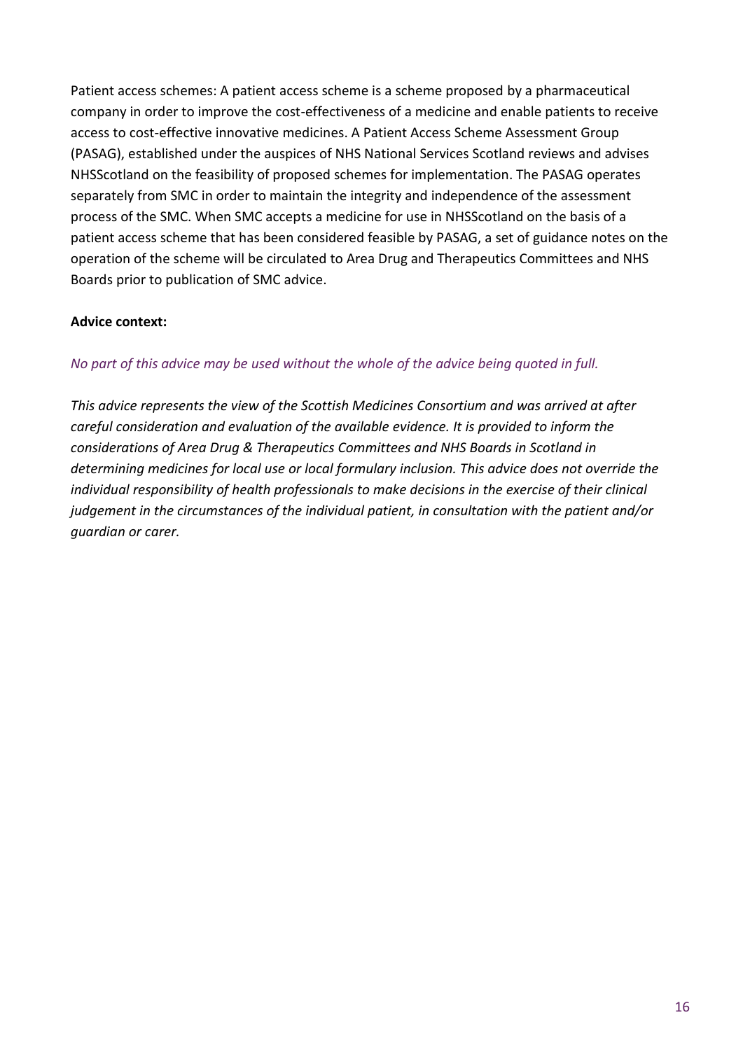Patient access schemes: A patient access scheme is a scheme proposed by a pharmaceutical company in order to improve the cost-effectiveness of a medicine and enable patients to receive access to cost-effective innovative medicines. A Patient Access Scheme Assessment Group (PASAG), established under the auspices of NHS National Services Scotland reviews and advises NHSScotland on the feasibility of proposed schemes for implementation. The PASAG operates separately from SMC in order to maintain the integrity and independence of the assessment process of the SMC. When SMC accepts a medicine for use in NHSScotland on the basis of a patient access scheme that has been considered feasible by PASAG, a set of guidance notes on the operation of the scheme will be circulated to Area Drug and Therapeutics Committees and NHS Boards prior to publication of SMC advice.

**Advice context:**

*No part of this advice may be used without the whole of the advice being quoted in full.*

*This advice represents the view of the Scottish Medicines Consortium and was arrived at after careful consideration and evaluation of the available evidence. It is provided to inform the considerations of Area Drug & Therapeutics Committees and NHS Boards in Scotland in determining medicines for local use or local formulary inclusion. This advice does not override the individual responsibility of health professionals to make decisions in the exercise of their clinical judgement in the circumstances of the individual patient, in consultation with the patient and/or guardian or carer.*